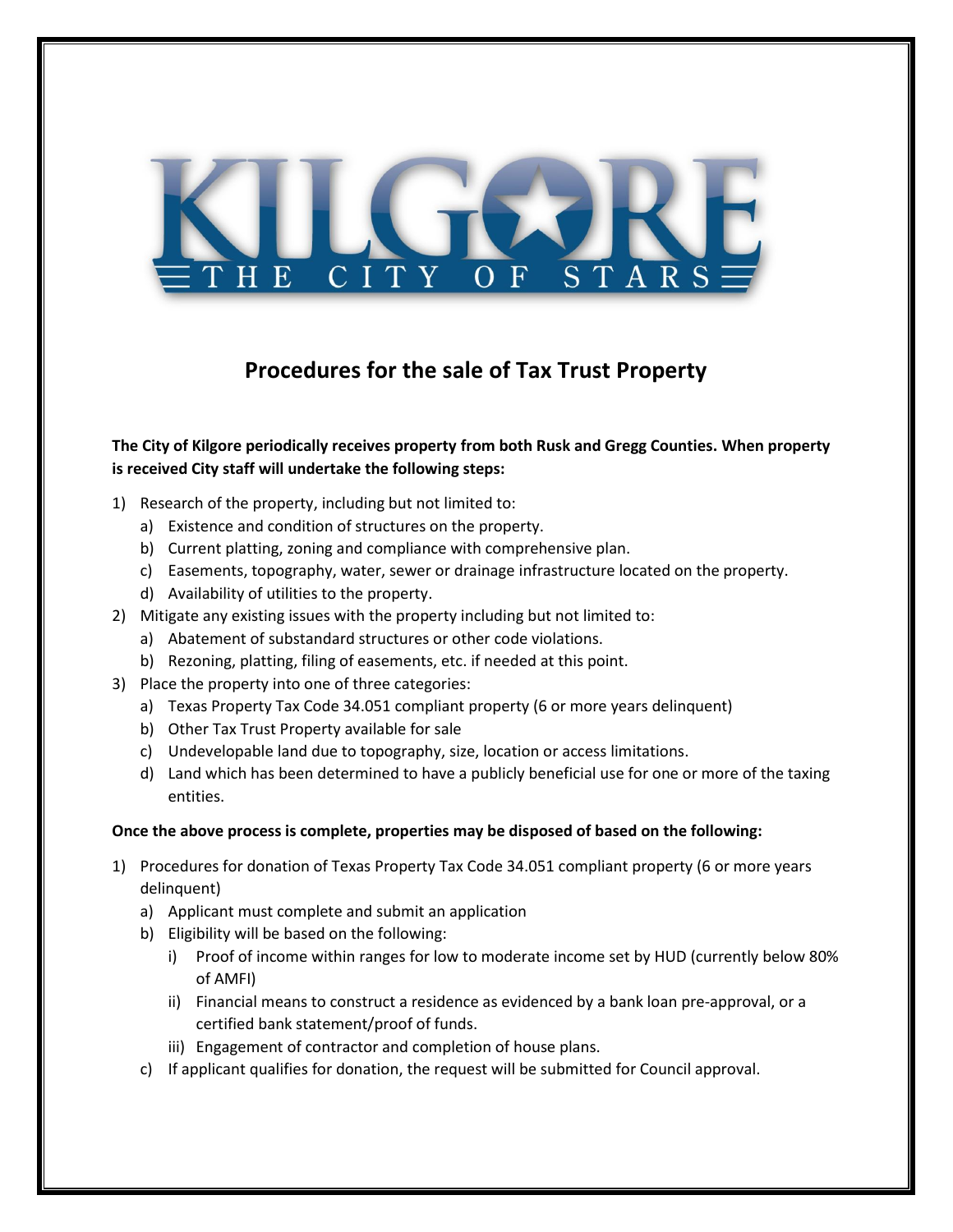KILGORE
THE CITY OF STARS

# Procedures for the sale of Tax Trust Property

**The City of Kilgore periodically receives property from both Rusk and Gregg Counties. When property is received City staff will undertake the following steps:**

1) Research of the property, including but not limited to:
   a) Existence and condition of structures on the property.
   b) Current platting, zoning and compliance with comprehensive plan.
   c) Easements, topography, water, sewer or drainage infrastructure located on the property.
   d) Availability of utilities to the property.
2) Mitigate any existing issues with the property including but not limited to:
   a) Abatement of substandard structures or other code violations.
   b) Rezoning, platting, filing of easements, etc. if needed at this point.
3) Place the property into one of three categories:
   a) Texas Property Tax Code 34.051 compliant property (6 or more years delinquent)
   b) Other Tax Trust Property available for sale
   c) Undevelopable land due to topography, size, location or access limitations.
   d) Land which has been determined to have a publicly beneficial use for one or more of the taxing entities.

**Once the above process is complete, properties may be disposed of based on the following:**

1) Procedures for donation of Texas Property Tax Code 34.051 compliant property (6 or more years delinquent)
   a) Applicant must complete and submit an application
   b) Eligibility will be based on the following:
      i) Proof of income within ranges for low to moderate income set by HUD (currently below 80% of AMFI)
      ii) Financial means to construct a residence as evidenced by a bank loan pre-approval, or a certified bank statement/proof of funds.
      iii) Engagement of contractor and completion of house plans.
   c) If applicant qualifies for donation, the request will be submitted for Council approval.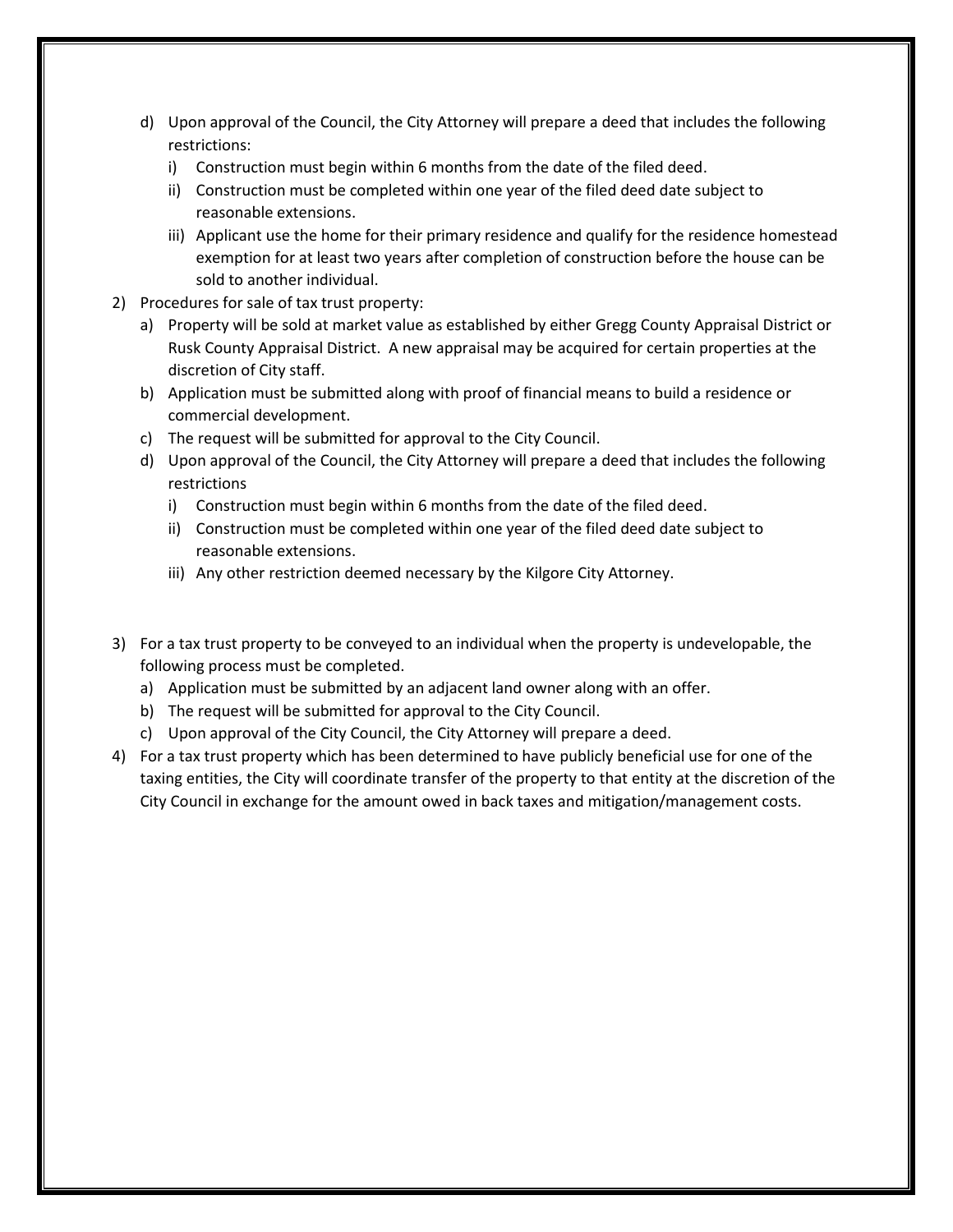d) Upon approval of the Council, the City Attorney will prepare a deed that includes the following restrictions:
   i) Construction must begin within 6 months from the date of the filed deed.
   ii) Construction must be completed within one year of the filed deed date subject to reasonable extensions.
   iii) Applicant use the home for their primary residence and qualify for the residence homestead exemption for at least two years after completion of construction before the house can be sold to another individual.

2) Procedures for sale of tax trust property:
   a) Property will be sold at market value as established by either Gregg County Appraisal District or Rusk County Appraisal District. A new appraisal may be acquired for certain properties at the discretion of City staff.
   b) Application must be submitted along with proof of financial means to build a residence or commercial development.
   c) The request will be submitted for approval to the City Council.
   d) Upon approval of the Council, the City Attorney will prepare a deed that includes the following restrictions
      i) Construction must begin within 6 months from the date of the filed deed.
      ii) Construction must be completed within one year of the filed deed date subject to reasonable extensions.
      iii) Any other restriction deemed necessary by the Kilgore City Attorney.

3) For a tax trust property to be conveyed to an individual when the property is undevelopable, the following process must be completed.
   a) Application must be submitted by an adjacent land owner along with an offer.
   b) The request will be submitted for approval to the City Council.
   c) Upon approval of the City Council, the City Attorney will prepare a deed.

4) For a tax trust property which has been determined to have publicly beneficial use for one of the taxing entities, the City will coordinate transfer of the property to that entity at the discretion of the City Council in exchange for the amount owed in back taxes and mitigation/management costs.